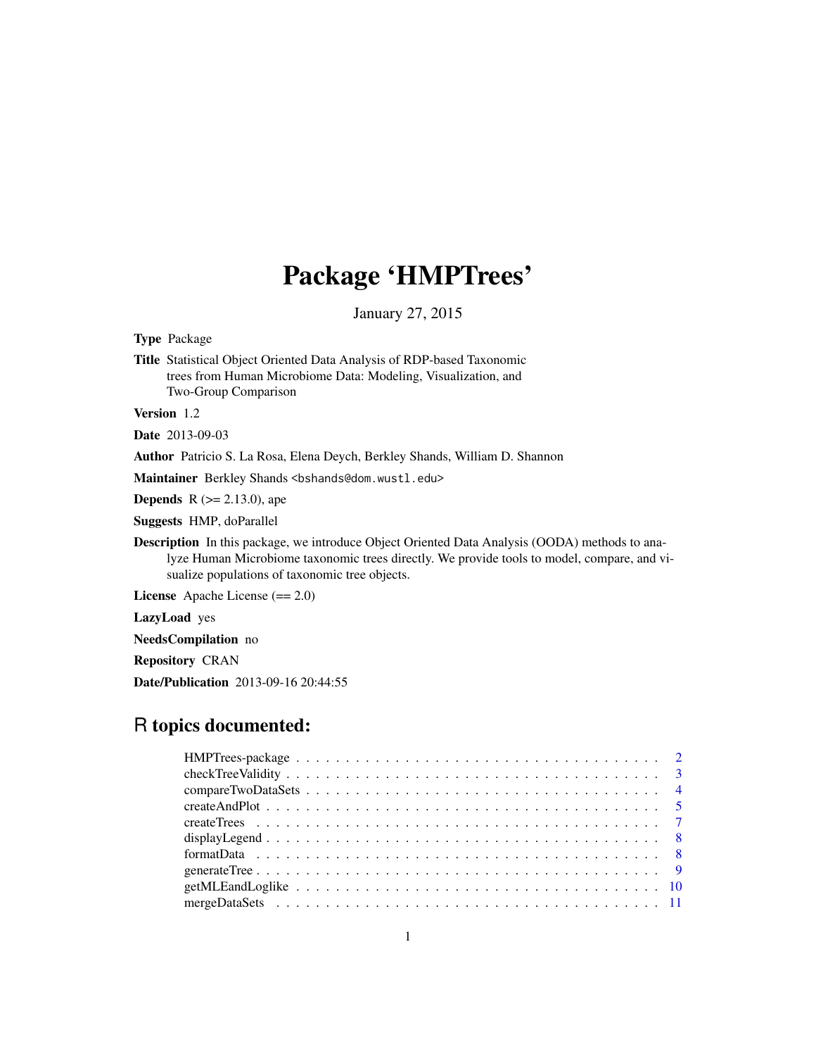# Package 'HMPTrees'

January 27, 2015

**Type** Package

**Title** Statistical Object Oriented Data Analysis of RDP-based Taxonomic trees from Human Microbiome Data: Modeling, Visualization, and Two-Group Comparison

**Version** 1.2

**Date** 2013-09-03

**Author** Patricio S. La Rosa, Elena Deych, Berkley Shands, William D. Shannon

**Maintainer** Berkley Shands <bshands@dom.wustl.edu>

**Depends** R (>= 2.13.0), ape

**Suggests** HMP, doParallel

**Description** In this package, we introduce Object Oriented Data Analysis (OODA) methods to analyze Human Microbiome taxonomic trees directly. We provide tools to model, compare, and visualize populations of taxonomic tree objects.

**License** Apache License (== 2.0)

**LazyLoad** yes

**NeedsCompilation** no

**Repository** CRAN

**Date/Publication** 2013-09-16 20:44:55

## R topics documented:

- HMPTrees-package . . . . . . . . . . . . . . . . . . . . . . . . . . . . . . . . . 2
- checkTreeValidity . . . . . . . . . . . . . . . . . . . . . . . . . . . . . . . . . 3
- compareTwoDataSets . . . . . . . . . . . . . . . . . . . . . . . . . . . . . . . . 4
- createAndPlot . . . . . . . . . . . . . . . . . . . . . . . . . . . . . . . . . . . 5
- createTrees . . . . . . . . . . . . . . . . . . . . . . . . . . . . . . . . . . . . 7
- displayLegend . . . . . . . . . . . . . . . . . . . . . . . . . . . . . . . . . . . 8
- formatData . . . . . . . . . . . . . . . . . . . . . . . . . . . . . . . . . . . . 8
- generateTree . . . . . . . . . . . . . . . . . . . . . . . . . . . . . . . . . . . 9
- getMLEandLoglike . . . . . . . . . . . . . . . . . . . . . . . . . . . . . . . . . 10
- mergeDataSets . . . . . . . . . . . . . . . . . . . . . . . . . . . . . . . . . . 11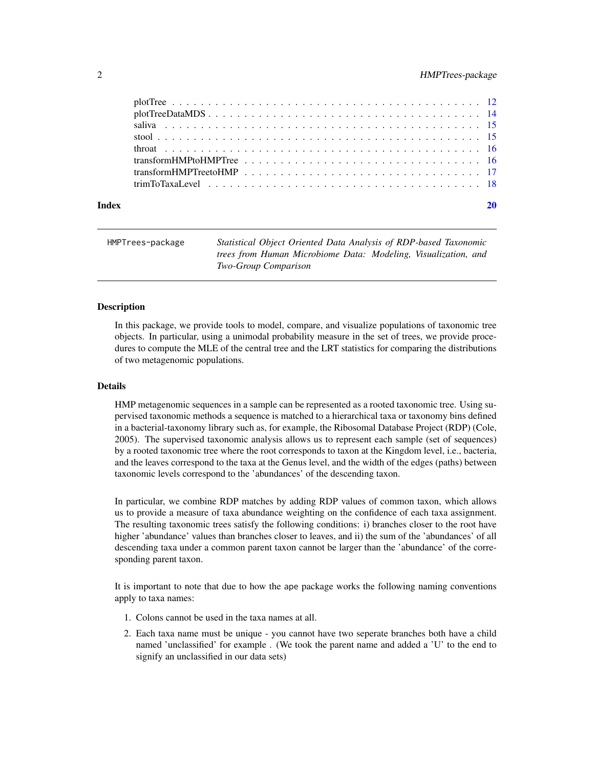plotTree . . . . . . . . . . . . . . . . . . . . . . . . . . . . . . . . . . . . . . . . . 12
plotTreeDataMDS . . . . . . . . . . . . . . . . . . . . . . . . . . . . . . . . . . . . . 14
saliva . . . . . . . . . . . . . . . . . . . . . . . . . . . . . . . . . . . . . . . . . . . 15
stool . . . . . . . . . . . . . . . . . . . . . . . . . . . . . . . . . . . . . . . . . . . 15
throat . . . . . . . . . . . . . . . . . . . . . . . . . . . . . . . . . . . . . . . . . . 16
transformHMPtoHMPTree . . . . . . . . . . . . . . . . . . . . . . . . . . . . . . . . . 16
transformHMPTreetoHMP . . . . . . . . . . . . . . . . . . . . . . . . . . . . . . . . . 17
trimToTaxaLevel . . . . . . . . . . . . . . . . . . . . . . . . . . . . . . . . . . . . . 18

**Index** **20**

---

`HMPTrees-package` *Statistical Object Oriented Data Analysis of RDP-based Taxonomic trees from Human Microbiome Data: Modeling, Visualization, and Two-Group Comparison*

---

## Description

In this package, we provide tools to model, compare, and visualize populations of taxonomic tree objects. In particular, using a unimodal probability measure in the set of trees, we provide procedures to compute the MLE of the central tree and the LRT statistics for comparing the distributions of two metagenomic populations.

## Details

HMP metagenomic sequences in a sample can be represented as a rooted taxonomic tree. Using supervised taxonomic methods a sequence is matched to a hierarchical taxa or taxonomy bins defined in a bacterial-taxonomy library such as, for example, the Ribosomal Database Project (RDP) (Cole, 2005). The supervised taxonomic analysis allows us to represent each sample (set of sequences) by a rooted taxonomic tree where the root corresponds to taxon at the Kingdom level, i.e., bacteria, and the leaves correspond to the taxa at the Genus level, and the width of the edges (paths) between taxonomic levels correspond to the 'abundances' of the descending taxon.

In particular, we combine RDP matches by adding RDP values of common taxon, which allows us to provide a measure of taxa abundance weighting on the confidence of each taxa assignment. The resulting taxonomic trees satisfy the following conditions: i) branches closer to the root have higher 'abundance' values than branches closer to leaves, and ii) the sum of the 'abundances' of all descending taxa under a common parent taxon cannot be larger than the 'abundance' of the corresponding parent taxon.

It is important to note that due to how the `ape` package works the following naming conventions apply to taxa names:

1. Colons cannot be used in the taxa names at all.
2. Each taxa name must be unique - you cannot have two seperate branches both have a child named 'unclassified' for example . (We took the parent name and added a 'U' to the end to signify an unclassified in our data sets)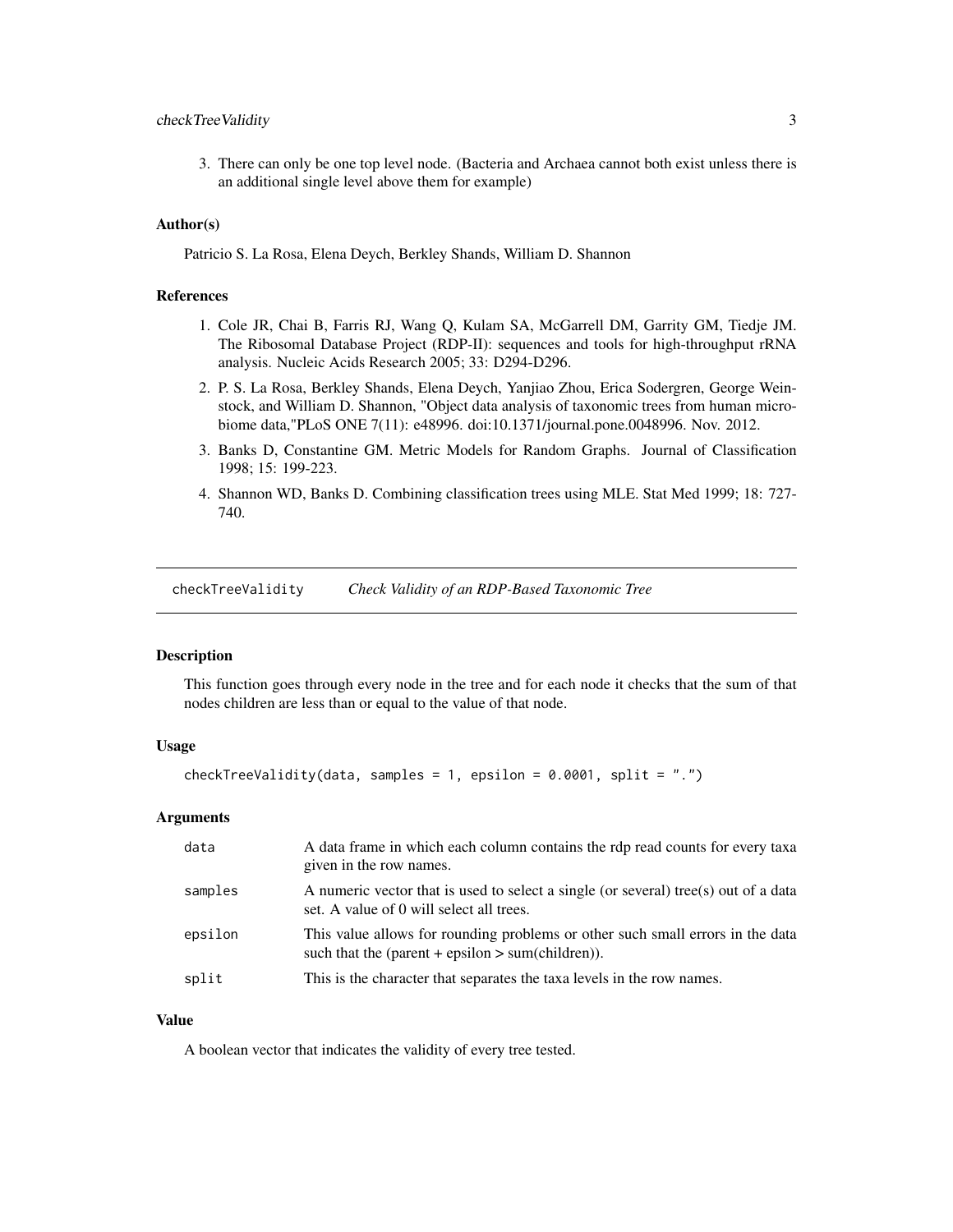3. There can only be one top level node. (Bacteria and Archaea cannot both exist unless there is an additional single level above them for example)

### Author(s)

Patricio S. La Rosa, Elena Deych, Berkley Shands, William D. Shannon

### References

1. Cole JR, Chai B, Farris RJ, Wang Q, Kulam SA, McGarrell DM, Garrity GM, Tiedje JM. The Ribosomal Database Project (RDP-II): sequences and tools for high-throughput rRNA analysis. Nucleic Acids Research 2005; 33: D294-D296.
2. P. S. La Rosa, Berkley Shands, Elena Deych, Yanjiao Zhou, Erica Sodergren, George Weinstock, and William D. Shannon, "Object data analysis of taxonomic trees from human microbiome data,"PLoS ONE 7(11): e48996. doi:10.1371/journal.pone.0048996. Nov. 2012.
3. Banks D, Constantine GM. Metric Models for Random Graphs. Journal of Classification 1998; 15: 199-223.
4. Shannon WD, Banks D. Combining classification trees using MLE. Stat Med 1999; 18: 727-740.

---

## checkTreeValidity *Check Validity of an RDP-Based Taxonomic Tree*

### Description

This function goes through every node in the tree and for each node it checks that the sum of that nodes children are less than or equal to the value of that node.

### Usage

```
checkTreeValidity(data, samples = 1, epsilon = 0.0001, split = ".")
```

### Arguments

| | |
|---|---|
| data | A data frame in which each column contains the rdp read counts for every taxa given in the row names. |
| samples | A numeric vector that is used to select a single (or several) tree(s) out of a data set. A value of 0 will select all trees. |
| epsilon | This value allows for rounding problems or other such small errors in the data such that the (parent + epsilon > sum(children)). |
| split | This is the character that separates the taxa levels in the row names. |

### Value

A boolean vector that indicates the validity of every tree tested.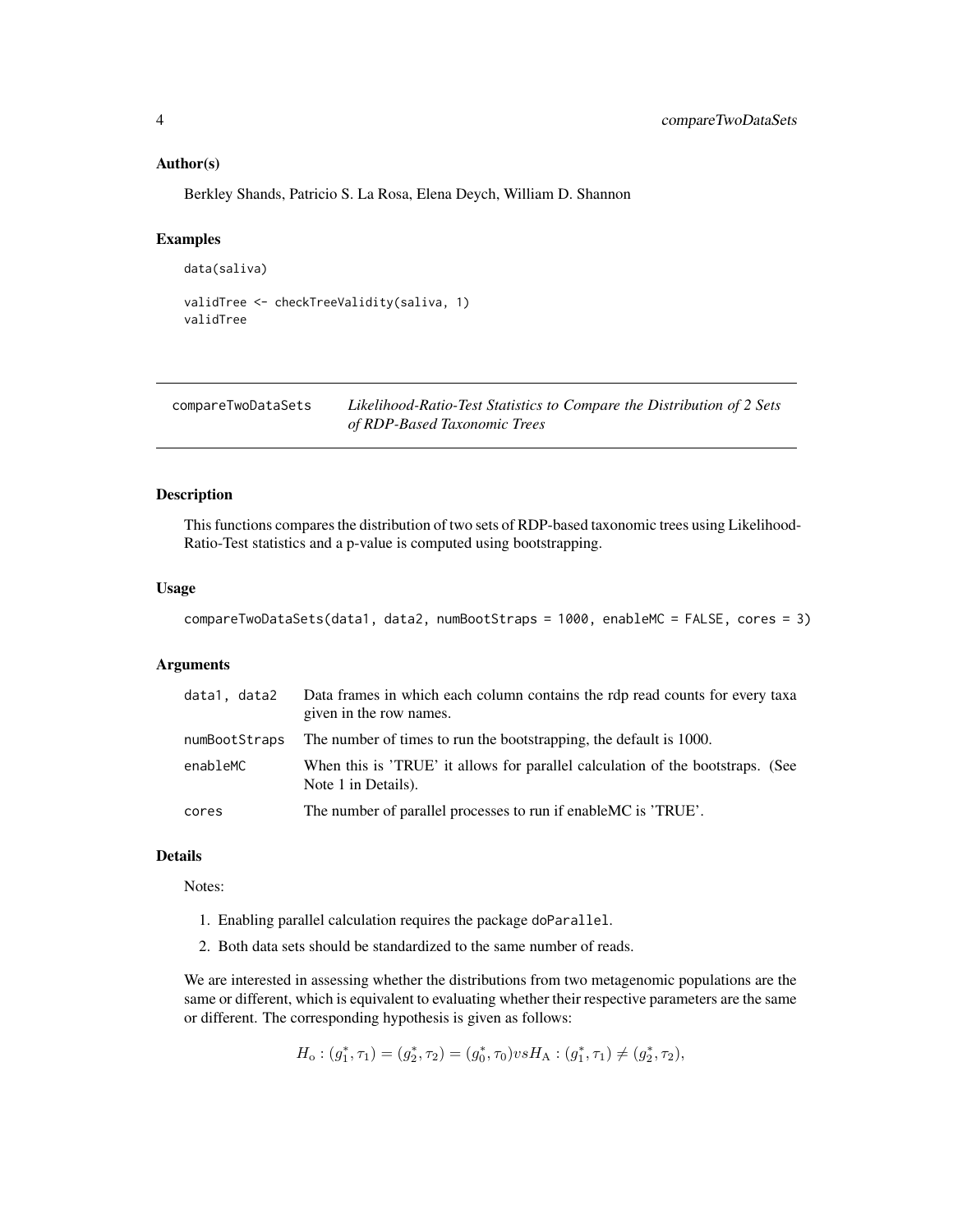### Author(s)

Berkley Shands, Patricio S. La Rosa, Elena Deych, William D. Shannon

### Examples

```
data(saliva)

validTree <- checkTreeValidity(saliva, 1)
validTree
```

---

## compareTwoDataSets — *Likelihood-Ratio-Test Statistics to Compare the Distribution of 2 Sets of RDP-Based Taxonomic Trees*

---

### Description

This functions compares the distribution of two sets of RDP-based taxonomic trees using Likelihood-Ratio-Test statistics and a p-value is computed using bootstrapping.

### Usage

```
compareTwoDataSets(data1, data2, numBootStraps = 1000, enableMC = FALSE, cores = 3)
```

### Arguments

| | |
|---|---|
| `data1, data2` | Data frames in which each column contains the rdp read counts for every taxa given in the row names. |
| `numBootStraps` | The number of times to run the bootstrapping, the default is 1000. |
| `enableMC` | When this is 'TRUE' it allows for parallel calculation of the bootstraps. (See Note 1 in Details). |
| `cores` | The number of parallel processes to run if enableMC is 'TRUE'. |

### Details

Notes:

1. Enabling parallel calculation requires the package `doParallel`.
2. Both data sets should be standardized to the same number of reads.

We are interested in assessing whether the distributions from two metagenomic populations are the same or different, which is equivalent to evaluating whether their respective parameters are the same or different. The corresponding hypothesis is given as follows:

$$H_{\mathrm{o}} : (g_1^*, \tau_1) = (g_2^*, \tau_2) = (g_0^*, \tau_0) vs H_{\mathrm{A}} : (g_1^*, \tau_1) \neq (g_2^*, \tau_2),$$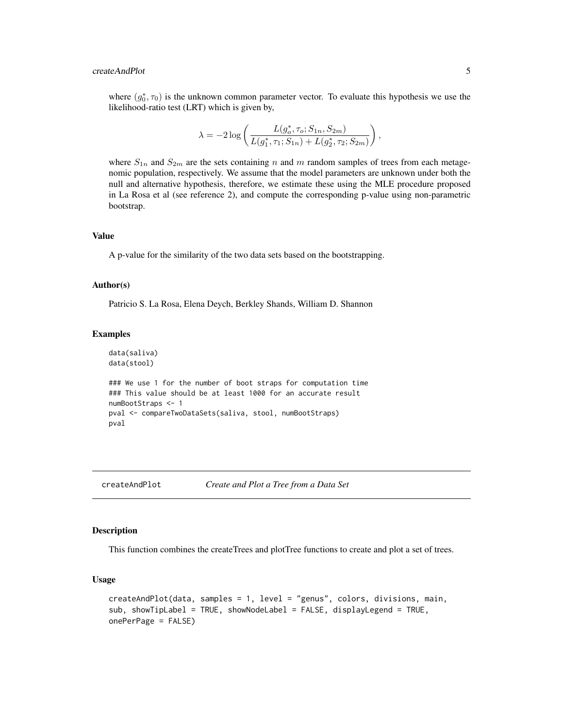where $(g_0^*, \tau_0)$ is the unknown common parameter vector. To evaluate this hypothesis we use the likelihood-ratio test (LRT) which is given by,

$$\lambda = -2\log\left(\frac{L(g_o^*, \tau_o; S_{1n}, S_{2m})}{L(g_1^*, \tau_1; S_{1n}) + L(g_2^*, \tau_2; S_{2m})}\right),$$

where $S_{1n}$ and $S_{2m}$ are the sets containing $n$ and $m$ random samples of trees from each metagenomic population, respectively. We assume that the model parameters are unknown under both the null and alternative hypothesis, therefore, we estimate these using the MLE procedure proposed in La Rosa et al (see reference 2), and compute the corresponding p-value using non-parametric bootstrap.

### Value

A p-value for the similarity of the two data sets based on the bootstrapping.

### Author(s)

Patricio S. La Rosa, Elena Deych, Berkley Shands, William D. Shannon

### Examples

```
data(saliva)
data(stool)

### We use 1 for the number of boot straps for computation time
### This value should be at least 1000 for an accurate result
numBootStraps <- 1
pval <- compareTwoDataSets(saliva, stool, numBootStraps)
pval
```

---

## createAndPlot &nbsp;&nbsp;&nbsp;&nbsp; *Create and Plot a Tree from a Data Set*

---

### Description

This function combines the createTrees and plotTree functions to create and plot a set of trees.

### Usage

```
createAndPlot(data, samples = 1, level = "genus", colors, divisions, main,
sub, showTipLabel = TRUE, showNodeLabel = FALSE, displayLegend = TRUE,
onePerPage = FALSE)
```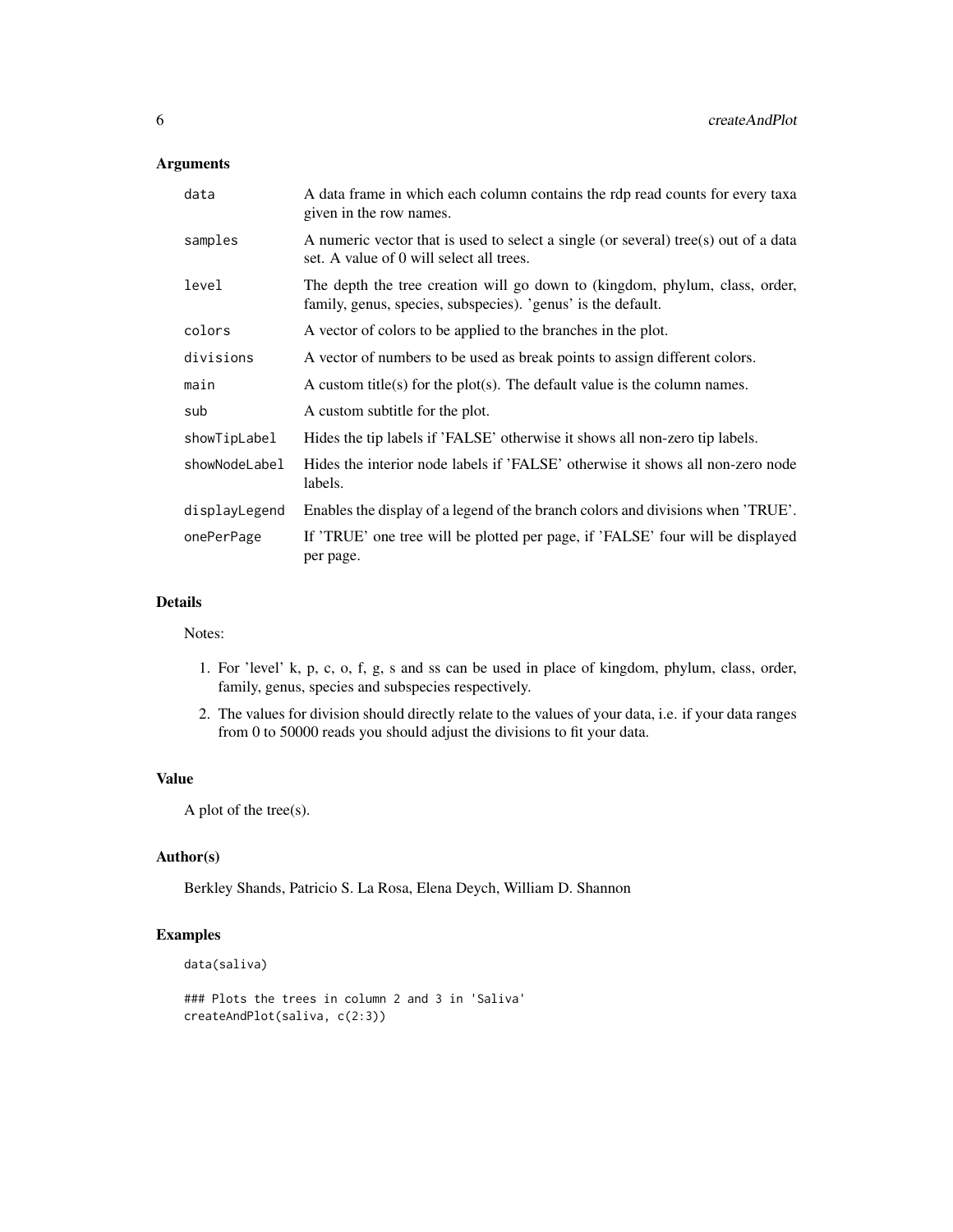### Arguments

| | |
|---|---|
| `data` | A data frame in which each column contains the rdp read counts for every taxa given in the row names. |
| `samples` | A numeric vector that is used to select a single (or several) tree(s) out of a data set. A value of 0 will select all trees. |
| `level` | The depth the tree creation will go down to (kingdom, phylum, class, order, family, genus, species, subspecies). 'genus' is the default. |
| `colors` | A vector of colors to be applied to the branches in the plot. |
| `divisions` | A vector of numbers to be used as break points to assign different colors. |
| `main` | A custom title(s) for the plot(s). The default value is the column names. |
| `sub` | A custom subtitle for the plot. |
| `showTipLabel` | Hides the tip labels if 'FALSE' otherwise it shows all non-zero tip labels. |
| `showNodeLabel` | Hides the interior node labels if 'FALSE' otherwise it shows all non-zero node labels. |
| `displayLegend` | Enables the display of a legend of the branch colors and divisions when 'TRUE'. |
| `onePerPage` | If 'TRUE' one tree will be plotted per page, if 'FALSE' four will be displayed per page. |

### Details

Notes:

1. For 'level' k, p, c, o, f, g, s and ss can be used in place of kingdom, phylum, class, order, family, genus, species and subspecies respectively.
2. The values for division should directly relate to the values of your data, i.e. if your data ranges from 0 to 50000 reads you should adjust the divisions to fit your data.

### Value

A plot of the tree(s).

### Author(s)

Berkley Shands, Patricio S. La Rosa, Elena Deych, William D. Shannon

### Examples

```
data(saliva)

### Plots the trees in column 2 and 3 in 'Saliva'
createAndPlot(saliva, c(2:3))
```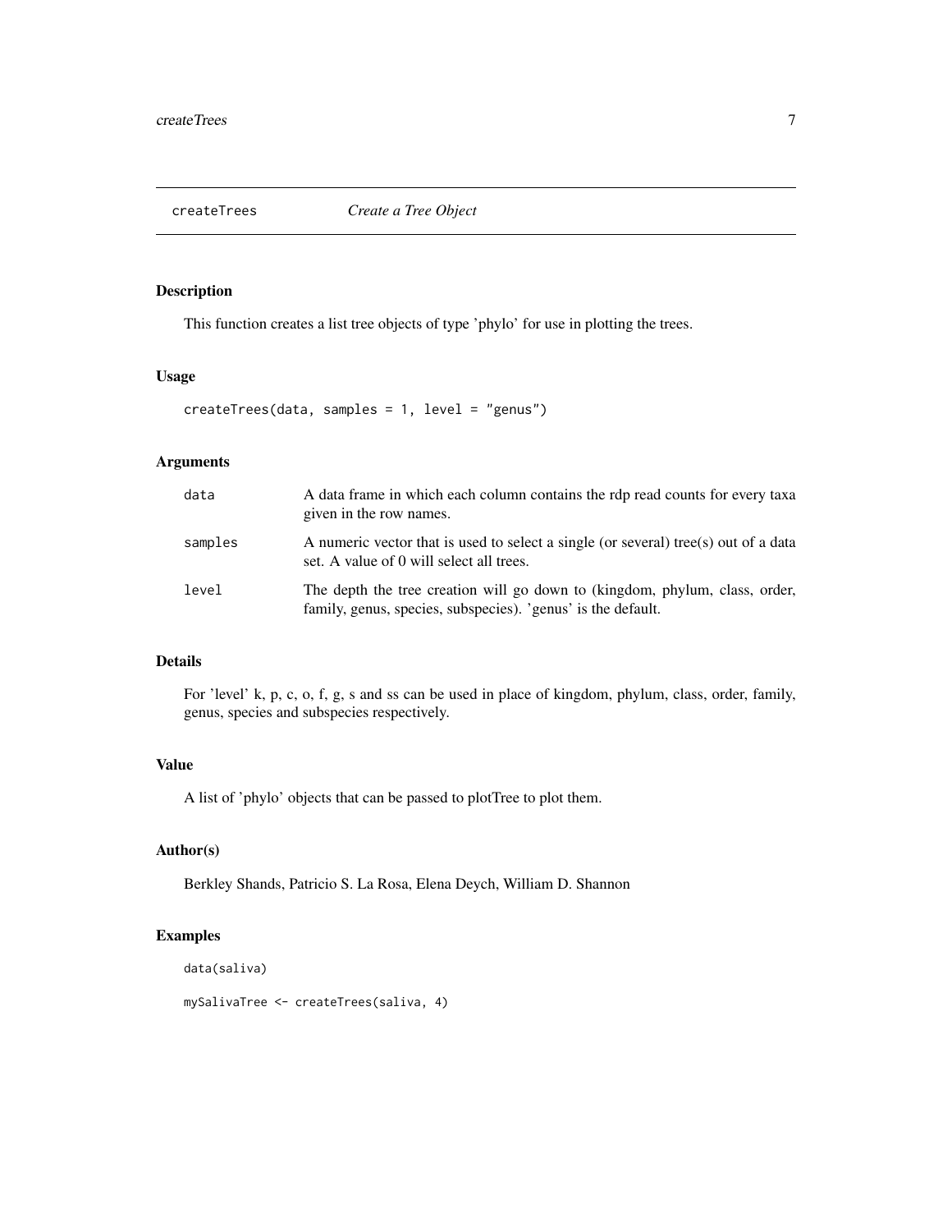createTrees *Create a Tree Object*

## Description

This function creates a list tree objects of type 'phylo' for use in plotting the trees.

## Usage

```
createTrees(data, samples = 1, level = "genus")
```

## Arguments

| | |
|---|---|
| data | A data frame in which each column contains the rdp read counts for every taxa given in the row names. |
| samples | A numeric vector that is used to select a single (or several) tree(s) out of a data set. A value of 0 will select all trees. |
| level | The depth the tree creation will go down to (kingdom, phylum, class, order, family, genus, species, subspecies). 'genus' is the default. |

## Details

For 'level' k, p, c, o, f, g, s and ss can be used in place of kingdom, phylum, class, order, family, genus, species and subspecies respectively.

## Value

A list of 'phylo' objects that can be passed to plotTree to plot them.

## Author(s)

Berkley Shands, Patricio S. La Rosa, Elena Deych, William D. Shannon

## Examples

```
data(saliva)

mySalivaTree <- createTrees(saliva, 4)
```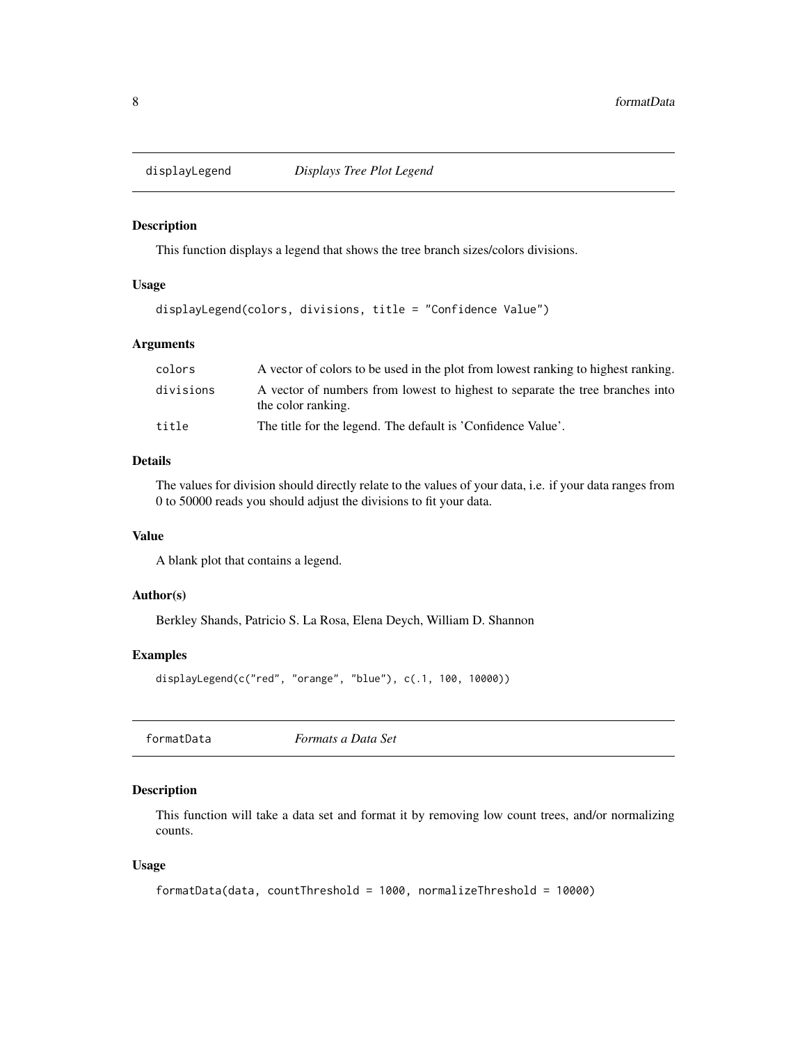## displayLegend *Displays Tree Plot Legend*

### Description

This function displays a legend that shows the tree branch sizes/colors divisions.

### Usage

```
displayLegend(colors, divisions, title = "Confidence Value")
```

### Arguments

| | |
|---|---|
| colors | A vector of colors to be used in the plot from lowest ranking to highest ranking. |
| divisions | A vector of numbers from lowest to highest to separate the tree branches into the color ranking. |
| title | The title for the legend. The default is 'Confidence Value'. |

### Details

The values for division should directly relate to the values of your data, i.e. if your data ranges from 0 to 50000 reads you should adjust the divisions to fit your data.

### Value

A blank plot that contains a legend.

### Author(s)

Berkley Shands, Patricio S. La Rosa, Elena Deych, William D. Shannon

### Examples

```
displayLegend(c("red", "orange", "blue"), c(.1, 100, 10000))
```

## formatData *Formats a Data Set*

### Description

This function will take a data set and format it by removing low count trees, and/or normalizing counts.

### Usage

```
formatData(data, countThreshold = 1000, normalizeThreshold = 10000)
```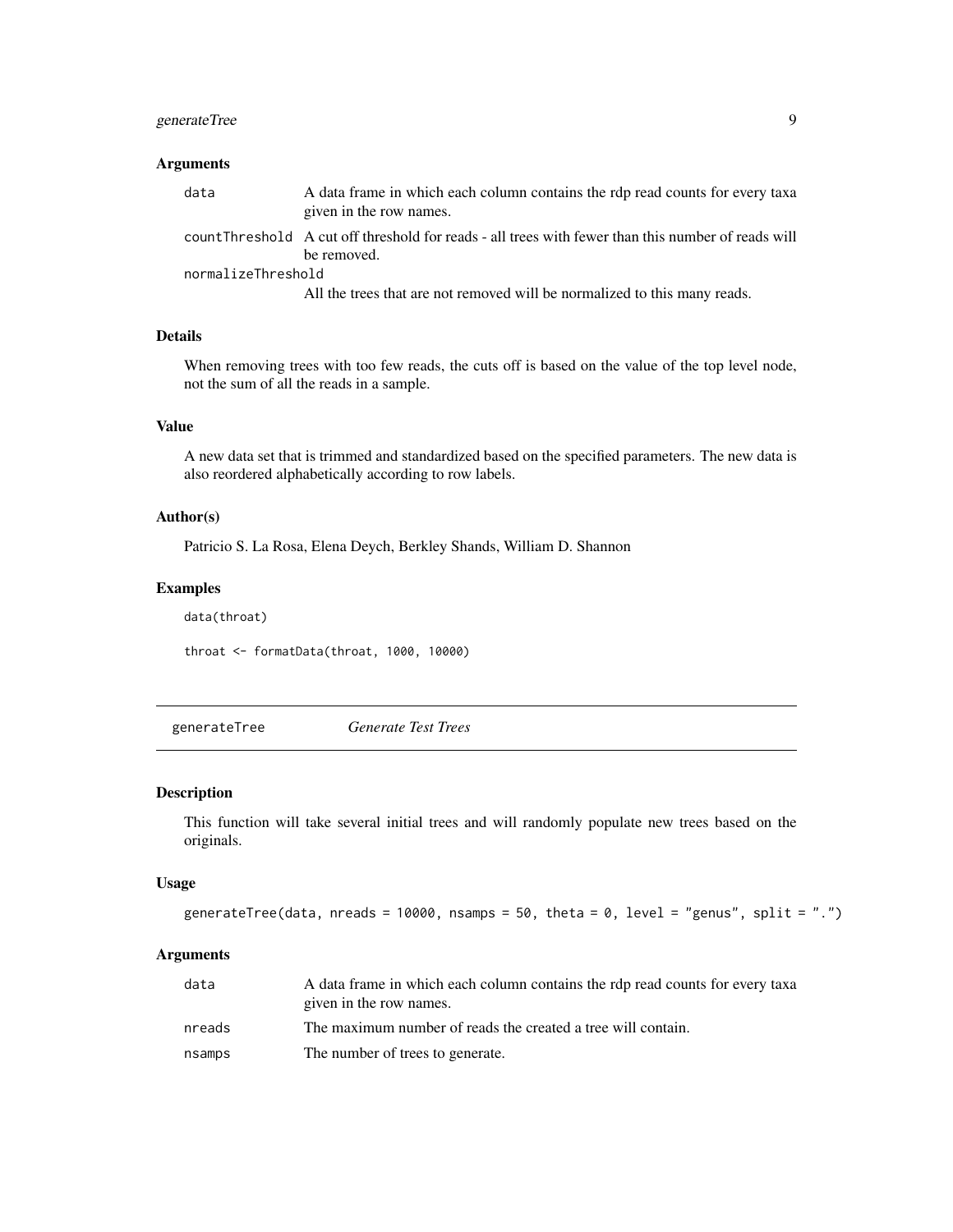### Arguments

- `data` A data frame in which each column contains the rdp read counts for every taxa given in the row names.
- `countThreshold` A cut off threshold for reads - all trees with fewer than this number of reads will be removed.
- `normalizeThreshold` All the trees that are not removed will be normalized to this many reads.

### Details

When removing trees with too few reads, the cuts off is based on the value of the top level node, not the sum of all the reads in a sample.

### Value

A new data set that is trimmed and standardized based on the specified parameters. The new data is also reordered alphabetically according to row labels.

### Author(s)

Patricio S. La Rosa, Elena Deych, Berkley Shands, William D. Shannon

### Examples

```
data(throat)

throat <- formatData(throat, 1000, 10000)
```

---

## generateTree *Generate Test Trees*

### Description

This function will take several initial trees and will randomly populate new trees based on the originals.

### Usage

```
generateTree(data, nreads = 10000, nsamps = 50, theta = 0, level = "genus", split = ".")
```

### Arguments

- `data` A data frame in which each column contains the rdp read counts for every taxa given in the row names.
- `nreads` The maximum number of reads the created a tree will contain.
- `nsamps` The number of trees to generate.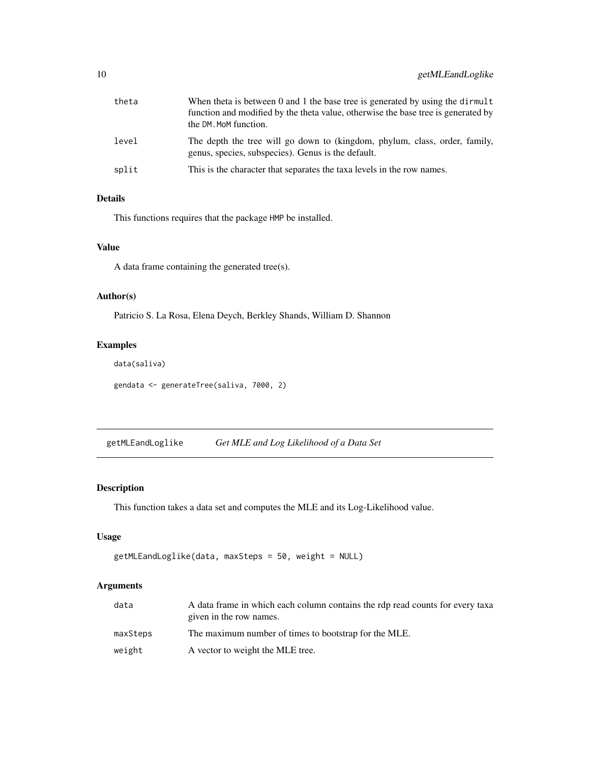| | |
|---|---|
| theta | When theta is between 0 and 1 the base tree is generated by using the `dirmult` function and modified by the theta value, otherwise the base tree is generated by the `DM.MoM` function. |
| level | The depth the tree will go down to (kingdom, phylum, class, order, family, genus, species, subspecies). Genus is the default. |
| split | This is the character that separates the taxa levels in the row names. |

### Details

This functions requires that the package HMP be installed.

### Value

A data frame containing the generated tree(s).

### Author(s)

Patricio S. La Rosa, Elena Deych, Berkley Shands, William D. Shannon

### Examples

```
data(saliva)

gendata <- generateTree(saliva, 7000, 2)
```

---

## getMLEandLoglike *Get MLE and Log Likelihood of a Data Set*

---

### Description

This function takes a data set and computes the MLE and its Log-Likelihood value.

### Usage

```
getMLEandLoglike(data, maxSteps = 50, weight = NULL)
```

### Arguments

| | |
|---|---|
| data | A data frame in which each column contains the rdp read counts for every taxa given in the row names. |
| maxSteps | The maximum number of times to bootstrap for the MLE. |
| weight | A vector to weight the MLE tree. |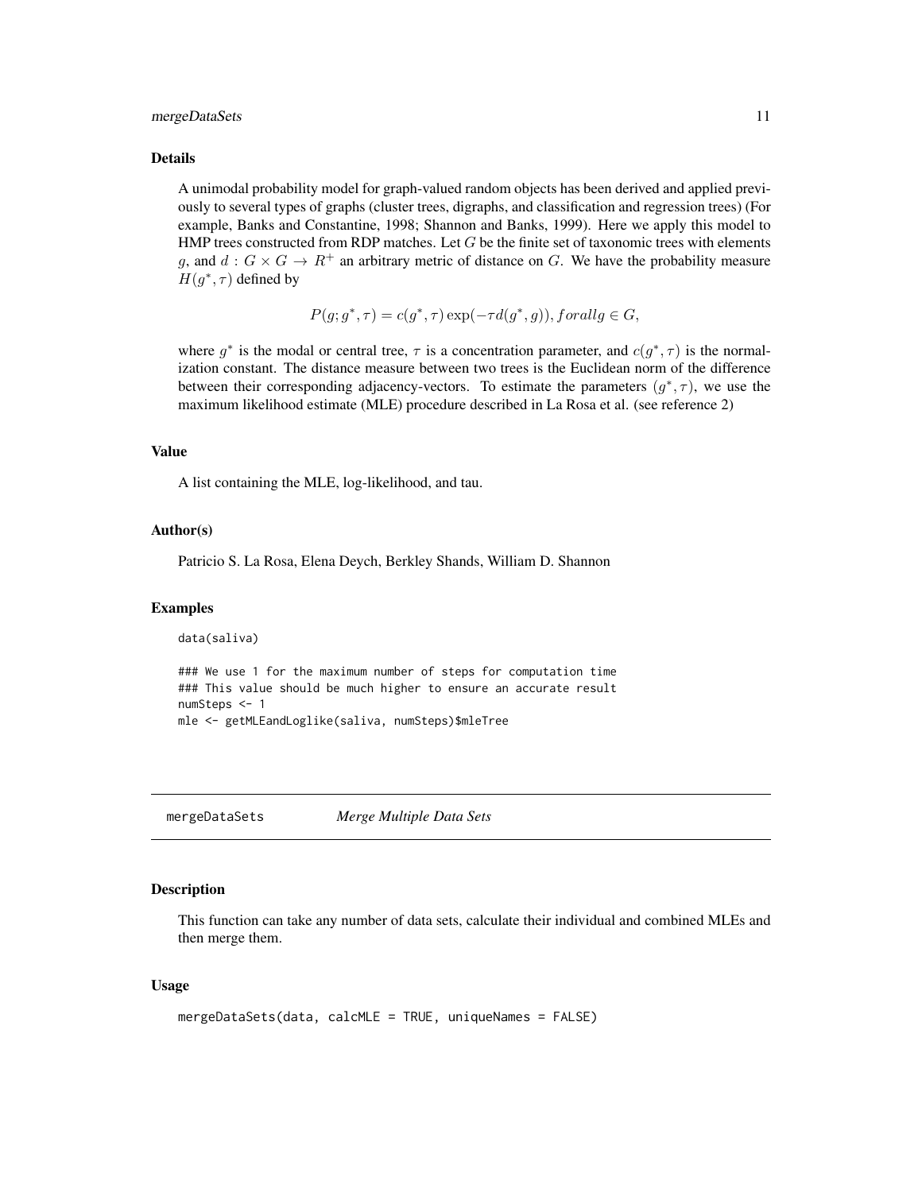### Details

A unimodal probability model for graph-valued random objects has been derived and applied previously to several types of graphs (cluster trees, digraphs, and classification and regression trees) (For example, Banks and Constantine, 1998; Shannon and Banks, 1999). Here we apply this model to HMP trees constructed from RDP matches. Let $G$ be the finite set of taxonomic trees with elements $g$, and $d : G \times G \rightarrow R^{+}$ an arbitrary metric of distance on $G$. We have the probability measure $H(g^{*}, \tau)$ defined by

$$P(g; g^{*}, \tau) = c(g^{*}, \tau) \exp(-\tau d(g^{*}, g)), forallg \in G,$$

where $g^{*}$ is the modal or central tree, $\tau$ is a concentration parameter, and $c(g^{*}, \tau)$ is the normalization constant. The distance measure between two trees is the Euclidean norm of the difference between their corresponding adjacency-vectors. To estimate the parameters $(g^{*}, \tau)$, we use the maximum likelihood estimate (MLE) procedure described in La Rosa et al. (see reference 2)

### Value

A list containing the MLE, log-likelihood, and tau.

### Author(s)

Patricio S. La Rosa, Elena Deych, Berkley Shands, William D. Shannon

### Examples

```
data(saliva)

### We use 1 for the maximum number of steps for computation time
### This value should be much higher to ensure an accurate result
numSteps <- 1
mle <- getMLEandLoglike(saliva, numSteps)$mleTree
```

---

## mergeDataSets *Merge Multiple Data Sets*

### Description

This function can take any number of data sets, calculate their individual and combined MLEs and then merge them.

### Usage

```
mergeDataSets(data, calcMLE = TRUE, uniqueNames = FALSE)
```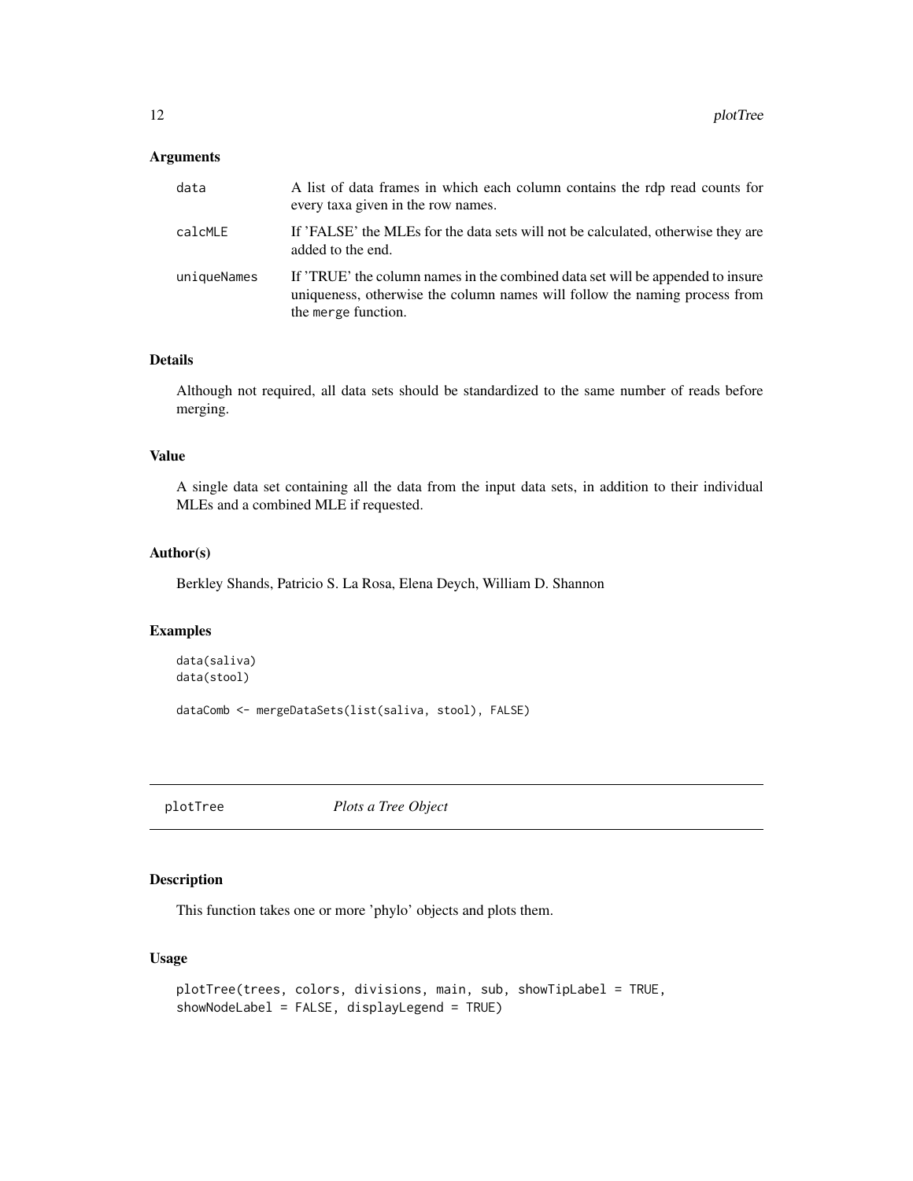### Arguments

| | |
|---|---|
| data | A list of data frames in which each column contains the rdp read counts for every taxa given in the row names. |
| calcMLE | If 'FALSE' the MLEs for the data sets will not be calculated, otherwise they are added to the end. |
| uniqueNames | If 'TRUE' the column names in the combined data set will be appended to insure uniqueness, otherwise the column names will follow the naming process from the `merge` function. |

### Details

Although not required, all data sets should be standardized to the same number of reads before merging.

### Value

A single data set containing all the data from the input data sets, in addition to their individual MLEs and a combined MLE if requested.

### Author(s)

Berkley Shands, Patricio S. La Rosa, Elena Deych, William D. Shannon

### Examples

```
data(saliva)
data(stool)

dataComb <- mergeDataSets(list(saliva, stool), FALSE)
```

---

## plotTree *Plots a Tree Object*

---

### Description

This function takes one or more 'phylo' objects and plots them.

### Usage

```
plotTree(trees, colors, divisions, main, sub, showTipLabel = TRUE,
showNodeLabel = FALSE, displayLegend = TRUE)
```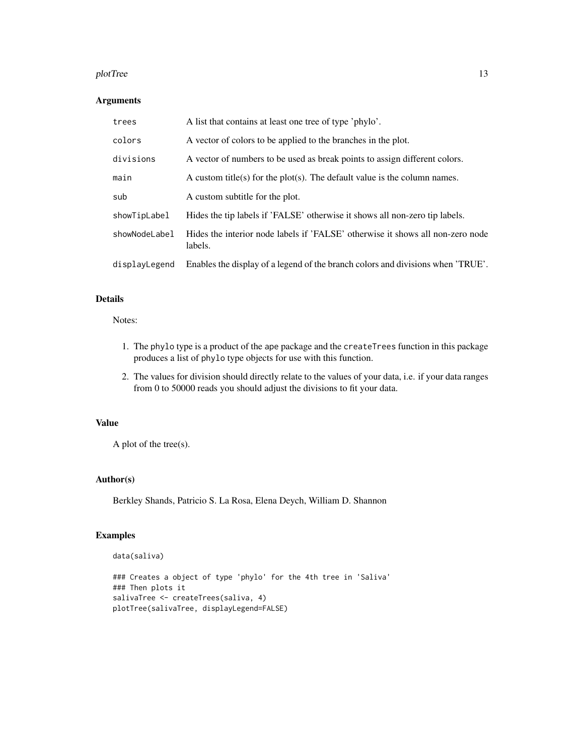### Arguments

| | |
|---|---|
| `trees` | A list that contains at least one tree of type 'phylo'. |
| `colors` | A vector of colors to be applied to the branches in the plot. |
| `divisions` | A vector of numbers to be used as break points to assign different colors. |
| `main` | A custom title(s) for the plot(s). The default value is the column names. |
| `sub` | A custom subtitle for the plot. |
| `showTipLabel` | Hides the tip labels if 'FALSE' otherwise it shows all non-zero tip labels. |
| `showNodeLabel` | Hides the interior node labels if 'FALSE' otherwise it shows all non-zero node labels. |
| `displayLegend` | Enables the display of a legend of the branch colors and divisions when 'TRUE'. |

### Details

Notes:

1. The `phylo` type is a product of the `ape` package and the `createTrees` function in this package produces a list of `phylo` type objects for use with this function.
2. The values for division should directly relate to the values of your data, i.e. if your data ranges from 0 to 50000 reads you should adjust the divisions to fit your data.

### Value

A plot of the tree(s).

### Author(s)

Berkley Shands, Patricio S. La Rosa, Elena Deych, William D. Shannon

### Examples

```
data(saliva)

### Creates a object of type 'phylo' for the 4th tree in 'Saliva'
### Then plots it
salivaTree <- createTrees(saliva, 4)
plotTree(salivaTree, displayLegend=FALSE)
```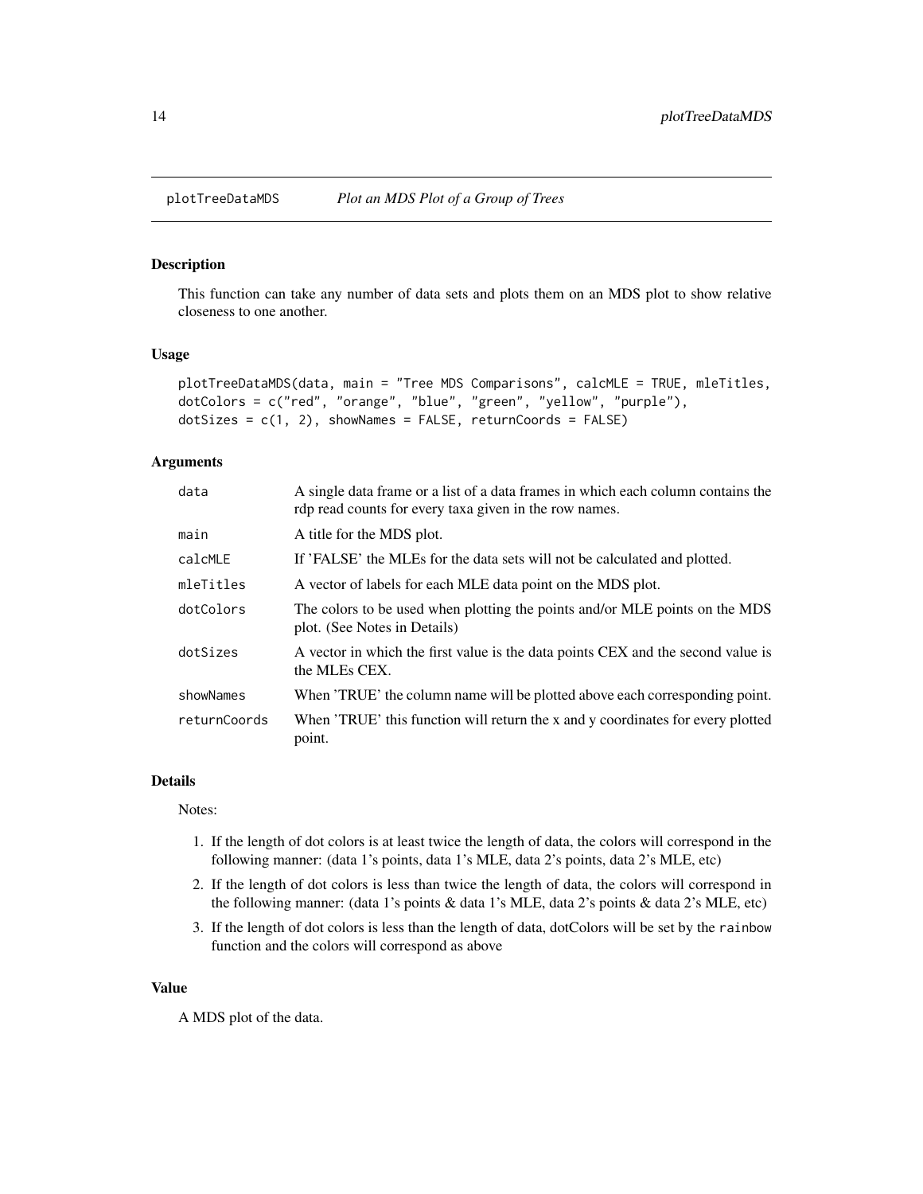## plotTreeDataMDS — *Plot an MDS Plot of a Group of Trees*

### Description

This function can take any number of data sets and plots them on an MDS plot to show relative closeness to one another.

### Usage

```
plotTreeDataMDS(data, main = "Tree MDS Comparisons", calcMLE = TRUE, mleTitles,
dotColors = c("red", "orange", "blue", "green", "yellow", "purple"),
dotSizes = c(1, 2), showNames = FALSE, returnCoords = FALSE)
```

### Arguments

| | |
|---|---|
| `data` | A single data frame or a list of a data frames in which each column contains the rdp read counts for every taxa given in the row names. |
| `main` | A title for the MDS plot. |
| `calcMLE` | If 'FALSE' the MLEs for the data sets will not be calculated and plotted. |
| `mleTitles` | A vector of labels for each MLE data point on the MDS plot. |
| `dotColors` | The colors to be used when plotting the points and/or MLE points on the MDS plot. (See Notes in Details) |
| `dotSizes` | A vector in which the first value is the data points CEX and the second value is the MLEs CEX. |
| `showNames` | When 'TRUE' the column name will be plotted above each corresponding point. |
| `returnCoords` | When 'TRUE' this function will return the x and y coordinates for every plotted point. |

### Details

Notes:

1. If the length of dot colors is at least twice the length of data, the colors will correspond in the following manner: (data 1's points, data 1's MLE, data 2's points, data 2's MLE, etc)
2. If the length of dot colors is less than twice the length of data, the colors will correspond in the following manner: (data 1's points & data 1's MLE, data 2's points & data 2's MLE, etc)
3. If the length of dot colors is less than the length of data, dotColors will be set by the `rainbow` function and the colors will correspond as above

### Value

A MDS plot of the data.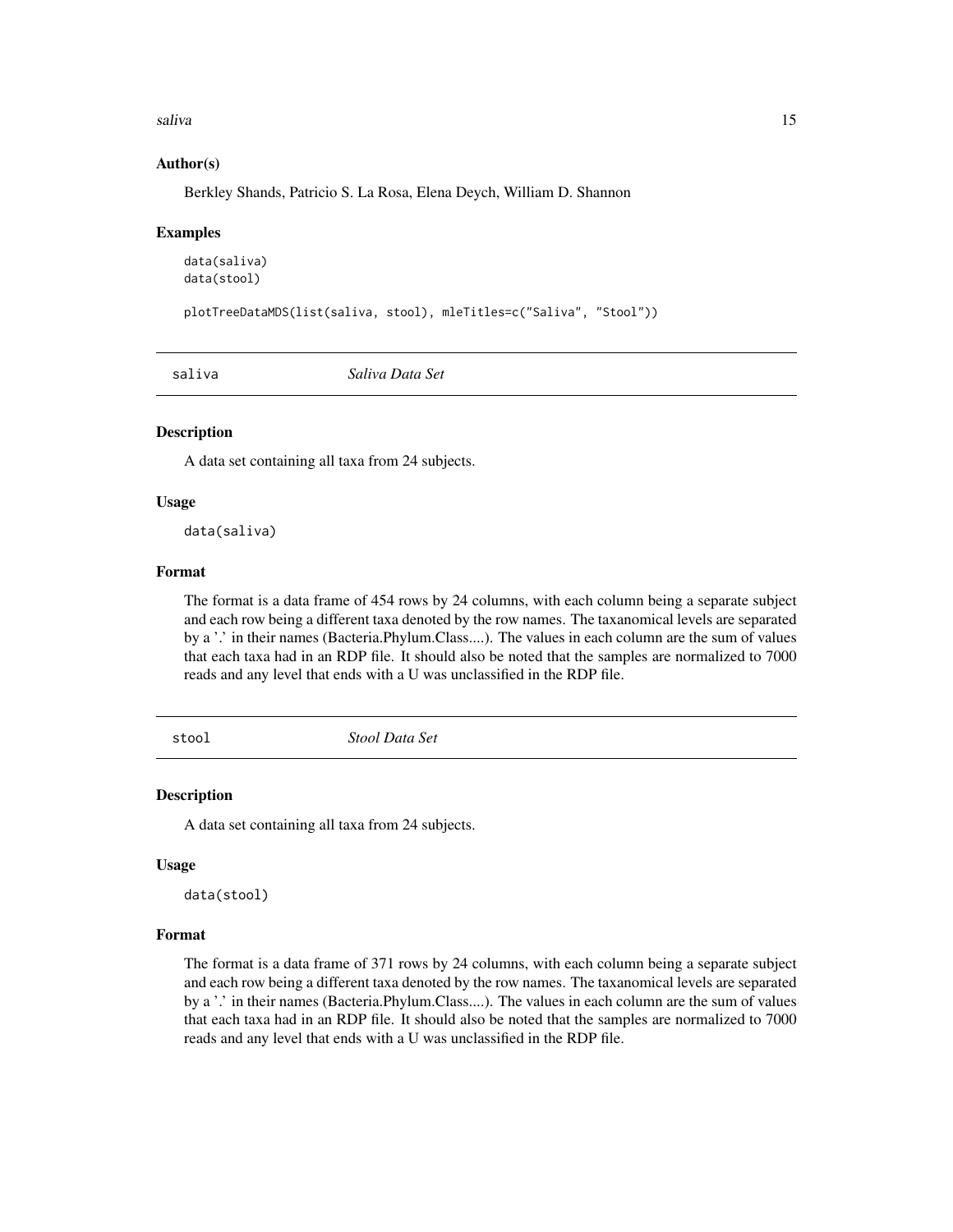### Author(s)

Berkley Shands, Patricio S. La Rosa, Elena Deych, William D. Shannon

### Examples

```
data(saliva)
data(stool)

plotTreeDataMDS(list(saliva, stool), mleTitles=c("Saliva", "Stool"))
```

---

## saliva *Saliva Data Set*

---

### Description

A data set containing all taxa from 24 subjects.

### Usage

```
data(saliva)
```

### Format

The format is a data frame of 454 rows by 24 columns, with each column being a separate subject and each row being a different taxa denoted by the row names. The taxanomical levels are separated by a '.' in their names (Bacteria.Phylum.Class....). The values in each column are the sum of values that each taxa had in an RDP file. It should also be noted that the samples are normalized to 7000 reads and any level that ends with a U was unclassified in the RDP file.

---

## stool *Stool Data Set*

---

### Description

A data set containing all taxa from 24 subjects.

### Usage

```
data(stool)
```

### Format

The format is a data frame of 371 rows by 24 columns, with each column being a separate subject and each row being a different taxa denoted by the row names. The taxanomical levels are separated by a '.' in their names (Bacteria.Phylum.Class....). The values in each column are the sum of values that each taxa had in an RDP file. It should also be noted that the samples are normalized to 7000 reads and any level that ends with a U was unclassified in the RDP file.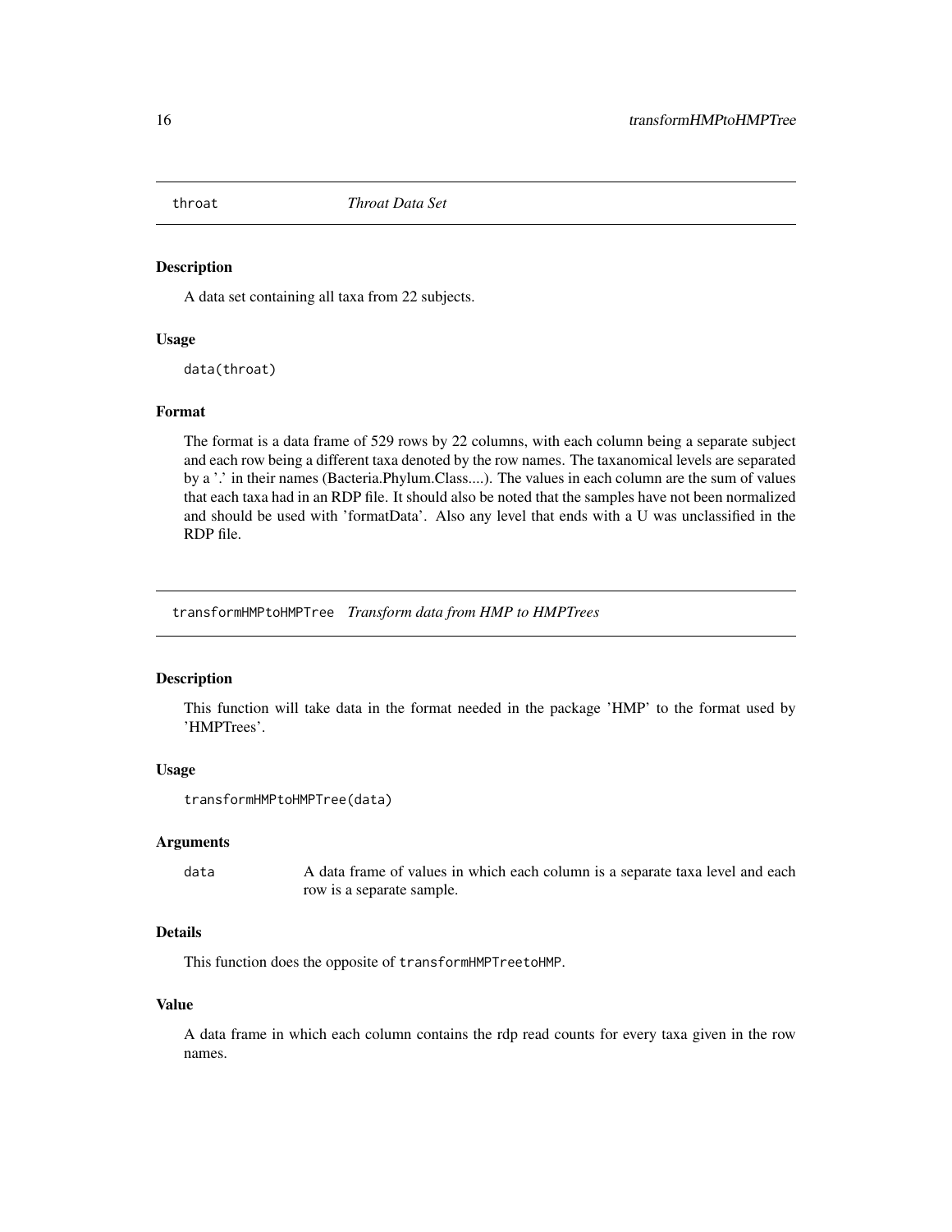## throat — *Throat Data Set*

### Description

A data set containing all taxa from 22 subjects.

### Usage

```
data(throat)
```

### Format

The format is a data frame of 529 rows by 22 columns, with each column being a separate subject and each row being a different taxa denoted by the row names. The taxanomical levels are separated by a '.' in their names (Bacteria.Phylum.Class....). The values in each column are the sum of values that each taxa had in an RDP file. It should also be noted that the samples have not been normalized and should be used with 'formatData'. Also any level that ends with a U was unclassified in the RDP file.

## transformHMPtoHMPTree — *Transform data from HMP to HMPTrees*

### Description

This function will take data in the format needed in the package 'HMP' to the format used by 'HMPTrees'.

### Usage

```
transformHMPtoHMPTree(data)
```

### Arguments

| | |
|---|---|
| data | A data frame of values in which each column is a separate taxa level and each row is a separate sample. |

### Details

This function does the opposite of `transformHMPTreetoHMP`.

### Value

A data frame in which each column contains the rdp read counts for every taxa given in the row names.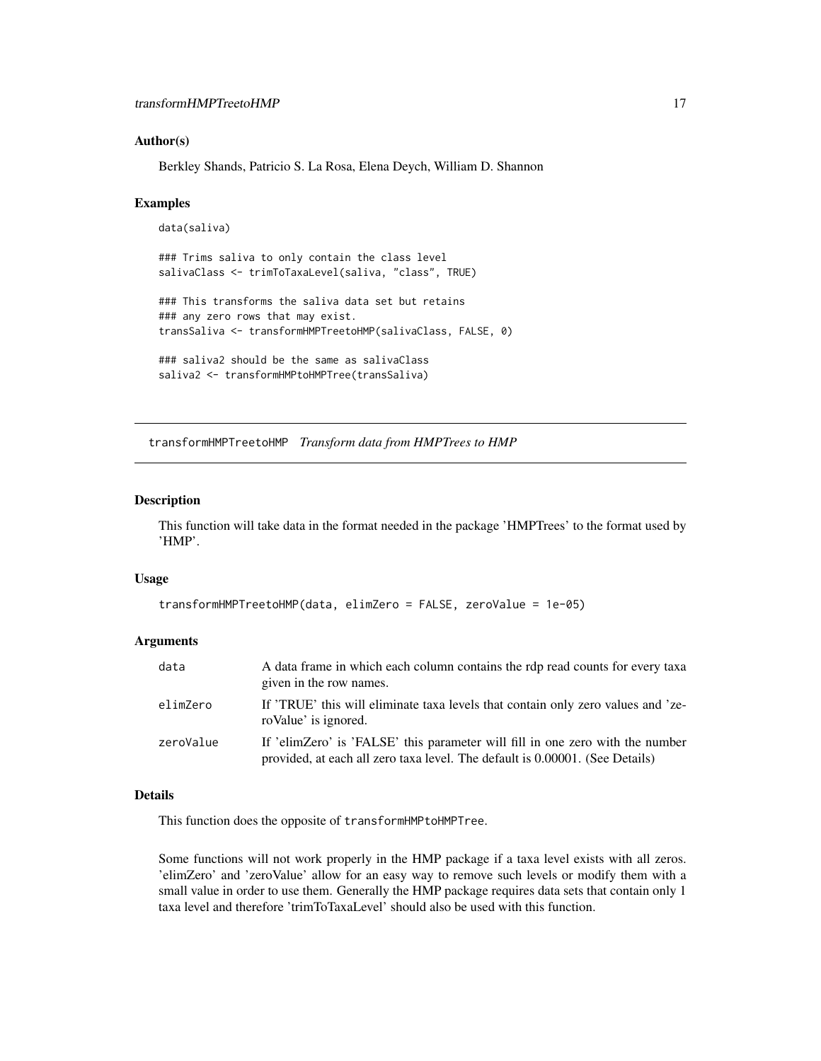### Author(s)

Berkley Shands, Patricio S. La Rosa, Elena Deych, William D. Shannon

### Examples

```
data(saliva)

### Trims saliva to only contain the class level
salivaClass <- trimToTaxaLevel(saliva, "class", TRUE)

### This transforms the saliva data set but retains
### any zero rows that may exist.
transSaliva <- transformHMPTreetoHMP(salivaClass, FALSE, 0)

### saliva2 should be the same as salivaClass
saliva2 <- transformHMPtoHMPTree(transSaliva)
```

---

## transformHMPTreetoHMP *Transform data from HMPTrees to HMP*

### Description

This function will take data in the format needed in the package 'HMPTrees' to the format used by 'HMP'.

### Usage

```
transformHMPTreetoHMP(data, elimZero = FALSE, zeroValue = 1e-05)
```

### Arguments

| | |
|---|---|
| data | A data frame in which each column contains the rdp read counts for every taxa given in the row names. |
| elimZero | If 'TRUE' this will eliminate taxa levels that contain only zero values and 'zeroValue' is ignored. |
| zeroValue | If 'elimZero' is 'FALSE' this parameter will fill in one zero with the number provided, at each all zero taxa level. The default is 0.00001. (See Details) |

### Details

This function does the opposite of `transformHMPtoHMPTree`.

Some functions will not work properly in the HMP package if a taxa level exists with all zeros. 'elimZero' and 'zeroValue' allow for an easy way to remove such levels or modify them with a small value in order to use them. Generally the HMP package requires data sets that contain only 1 taxa level and therefore 'trimToTaxaLevel' should also be used with this function.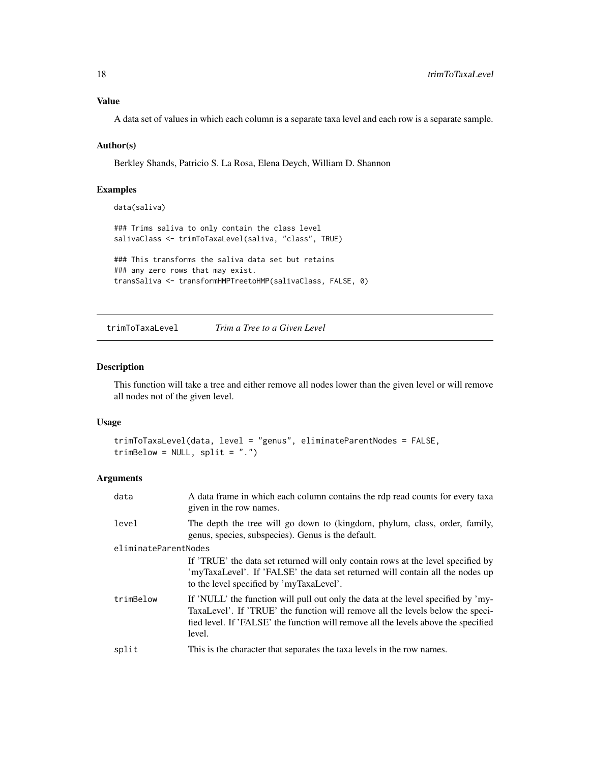### Value

A data set of values in which each column is a separate taxa level and each row is a separate sample.

### Author(s)

Berkley Shands, Patricio S. La Rosa, Elena Deych, William D. Shannon

### Examples

```
data(saliva)

### Trims saliva to only contain the class level
salivaClass <- trimToTaxaLevel(saliva, "class", TRUE)

### This transforms the saliva data set but retains
### any zero rows that may exist.
transSaliva <- transformHMPTreetoHMP(salivaClass, FALSE, 0)
```

---

## trimToTaxaLevel *Trim a Tree to a Given Level*

---

### Description

This function will take a tree and either remove all nodes lower than the given level or will remove all nodes not of the given level.

### Usage

```
trimToTaxaLevel(data, level = "genus", eliminateParentNodes = FALSE,
trimBelow = NULL, split = ".")
```

### Arguments

| | |
|---|---|
| data | A data frame in which each column contains the rdp read counts for every taxa given in the row names. |
| level | The depth the tree will go down to (kingdom, phylum, class, order, family, genus, species, subspecies). Genus is the default. |
| eliminateParentNodes | If 'TRUE' the data set returned will only contain rows at the level specified by 'myTaxaLevel'. If 'FALSE' the data set returned will contain all the nodes up to the level specified by 'myTaxaLevel'. |
| trimBelow | If 'NULL' the function will pull out only the data at the level specified by 'myTaxaLevel'. If 'TRUE' the function will remove all the levels below the specified level. If 'FALSE' the function will remove all the levels above the specified level. |
| split | This is the character that separates the taxa levels in the row names. |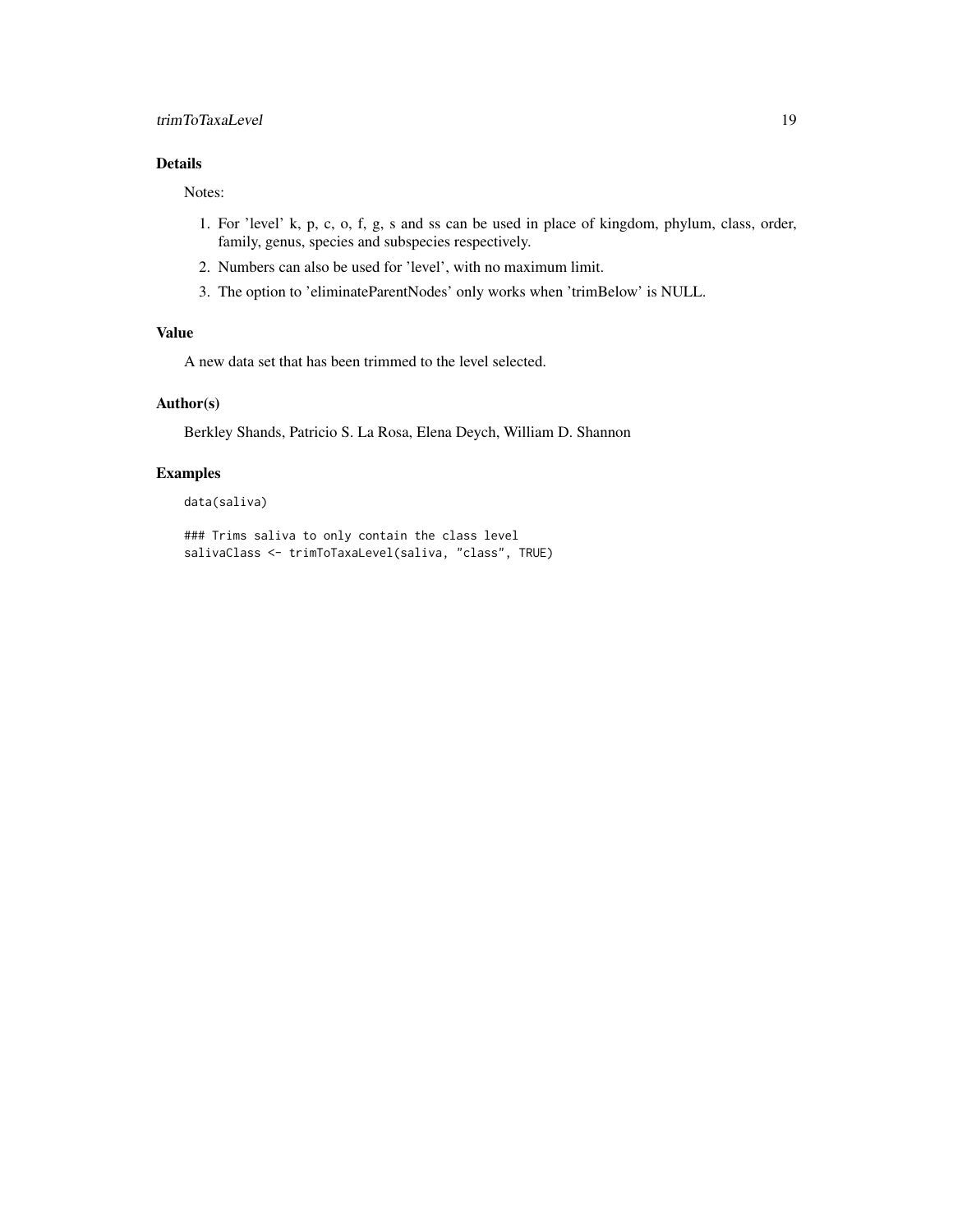## Details

Notes:

1. For 'level' k, p, c, o, f, g, s and ss can be used in place of kingdom, phylum, class, order, family, genus, species and subspecies respectively.
2. Numbers can also be used for 'level', with no maximum limit.
3. The option to 'eliminateParentNodes' only works when 'trimBelow' is NULL.

## Value

A new data set that has been trimmed to the level selected.

## Author(s)

Berkley Shands, Patricio S. La Rosa, Elena Deych, William D. Shannon

## Examples

```
data(saliva)

### Trims saliva to only contain the class level
salivaClass <- trimToTaxaLevel(saliva, "class", TRUE)
```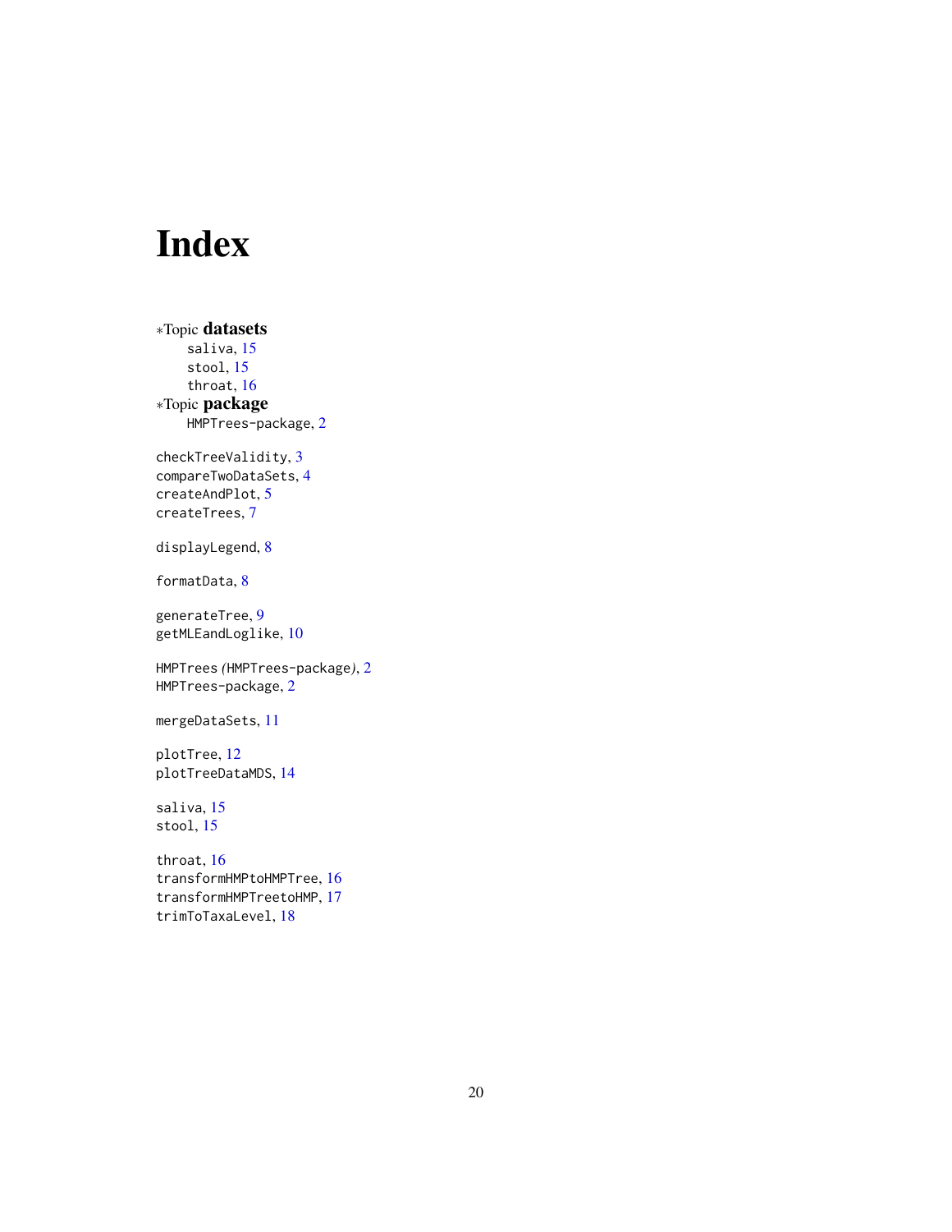# Index

*Topic **datasets**
- saliva, 15
- stool, 15
- throat, 16

*Topic **package**
- HMPTrees-package, 2

checkTreeValidity, 3
compareTwoDataSets, 4
createAndPlot, 5
createTrees, 7

displayLegend, 8

formatData, 8

generateTree, 9
getMLEandLoglike, 10

HMPTrees *(HMPTrees-package)*, 2
HMPTrees-package, 2

mergeDataSets, 11

plotTree, 12
plotTreeDataMDS, 14

saliva, 15
stool, 15

throat, 16
transformHMPtoHMPTree, 16
transformHMPTreetoHMP, 17
trimToTaxaLevel, 18